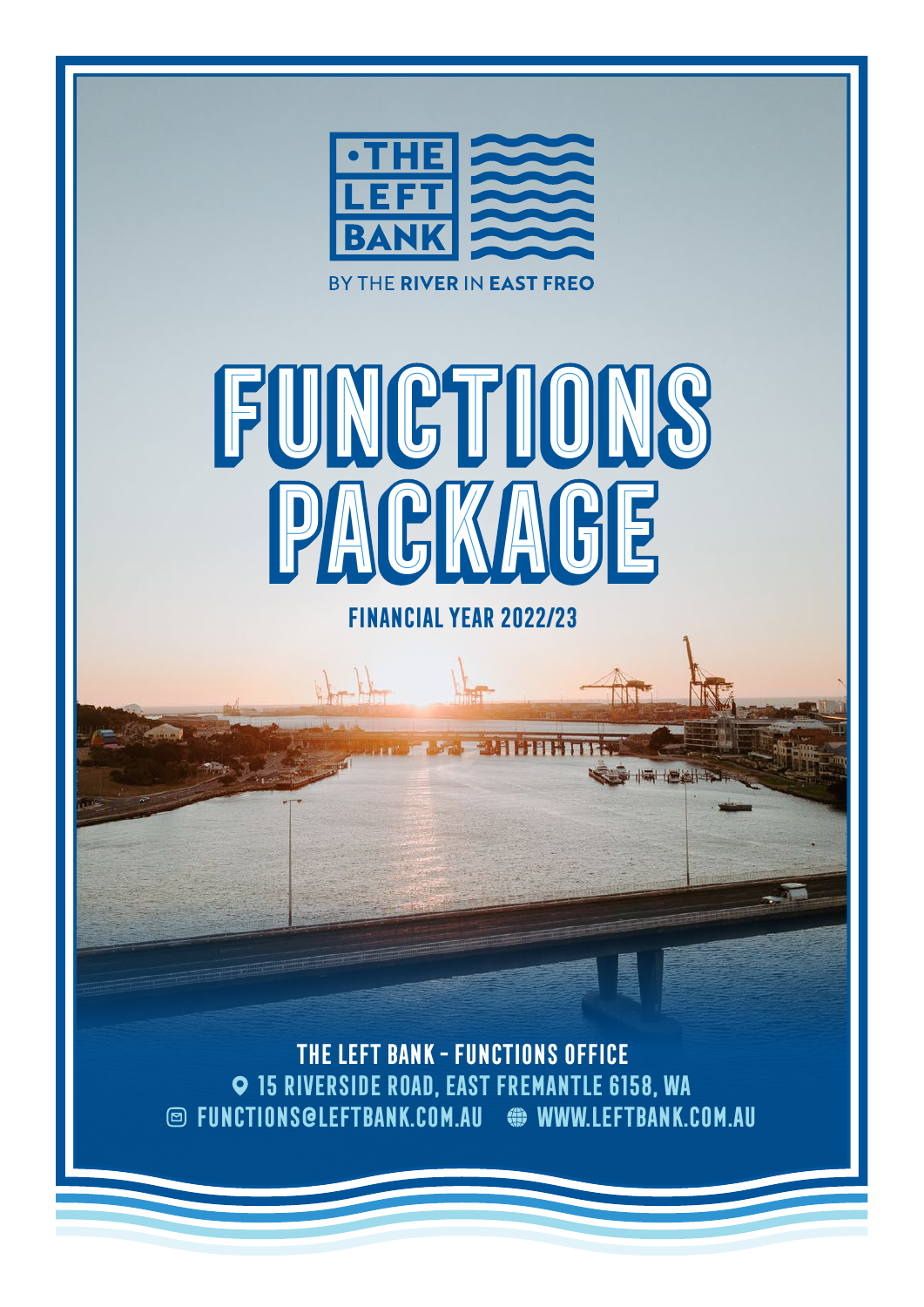THE LEFT BANK

BY THE RIVER IN EAST FREO

# FUNCTIONS PACKAGE

## FINANCIAL YEAR 2022/23

**THE LEFT BANK - FUNCTIONS OFFICE**

15 RIVERSIDE ROAD, EAST FREMANTLE 6158, WA

FUNCTIONS@LEFTBANK.COM.AU    WWW.LEFTBANK.COM.AU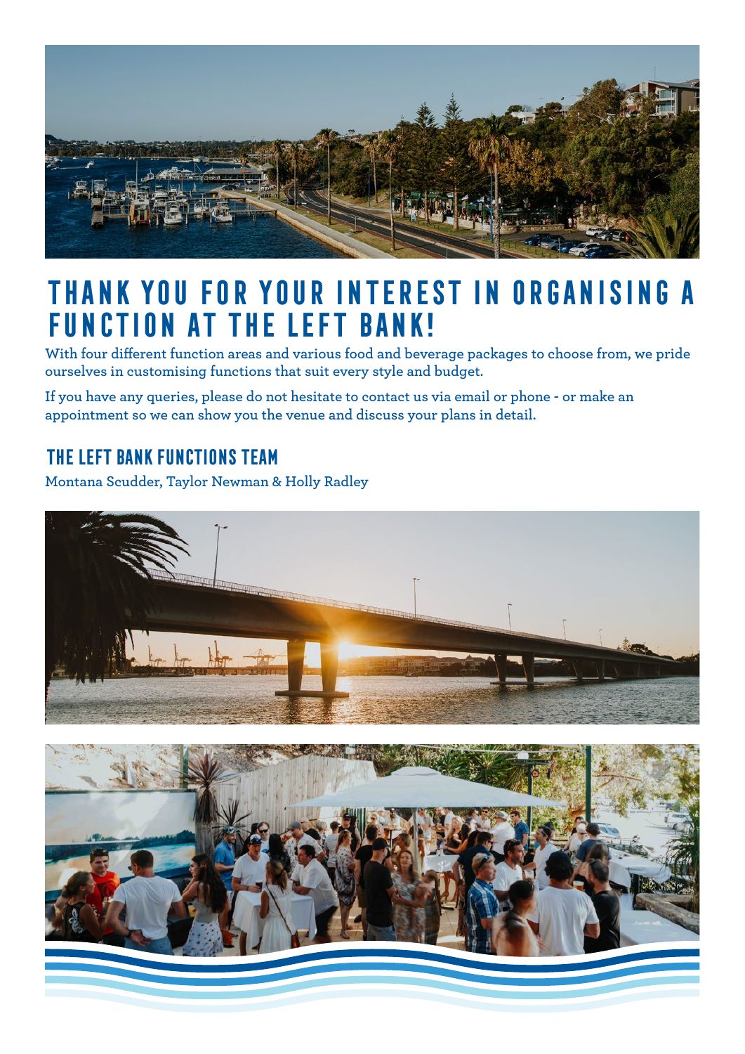# THANK YOU FOR YOUR INTEREST IN ORGANISING A FUNCTION AT THE LEFT BANK!

With four different function areas and various food and beverage packages to choose from, we pride ourselves in customising functions that suit every style and budget.

If you have any queries, please do not hesitate to contact us via email or phone - or make an appointment so we can show you the venue and discuss your plans in detail.

## THE LEFT BANK FUNCTIONS TEAM

Montana Scudder, Taylor Newman & Holly Radley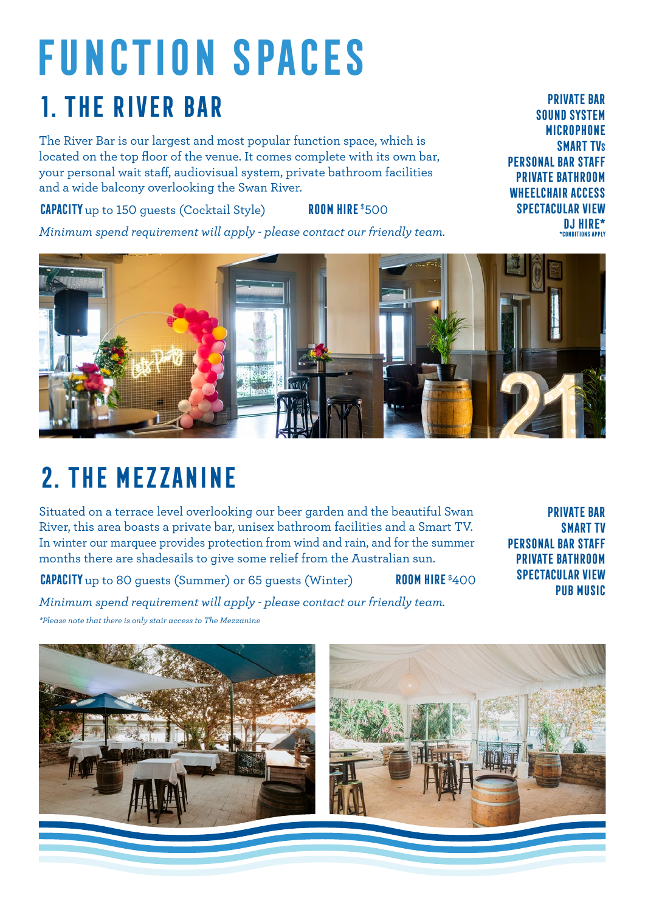# FUNCTION SPACES

## 1. THE RIVER BAR

The River Bar is our largest and most popular function space, which is located on the top floor of the venue. It comes complete with its own bar, your personal wait staff, audiovisual system, private bathroom facilities and a wide balcony overlooking the Swan River.

**CAPACITY** up to 150 guests (Cocktail Style) **ROOM HIRE** $500

*Minimum spend requirement will apply - please contact our friendly team.*

- **PRIVATE BAR**
- **SOUND SYSTEM**
- **MICROPHONE**
- **SMART TVs**
- **PERSONAL BAR STAFF**
- **PRIVATE BATHROOM**
- **WHEELCHAIR ACCESS**
- **SPECTACULAR VIEW**
- **DJ HIRE*** *CONDITIONS APPLY

## 2. THE MEZZANINE

Situated on a terrace level overlooking our beer garden and the beautiful Swan River, this area boasts a private bar, unisex bathroom facilities and a Smart TV. In winter our marquee provides protection from wind and rain, and for the summer months there are shadesails to give some relief from the Australian sun.

**CAPACITY** up to 80 guests (Summer) or 65 guests (Winter) **ROOM HIRE** $400

*Minimum spend requirement will apply - please contact our friendly team.*

*\*Please note that there is only stair access to The Mezzanine*

- **PRIVATE BAR**
- **SMART TV**
- **PERSONAL BAR STAFF**
- **PRIVATE BATHROOM**
- **SPECTACULAR VIEW**
- **PUB MUSIC**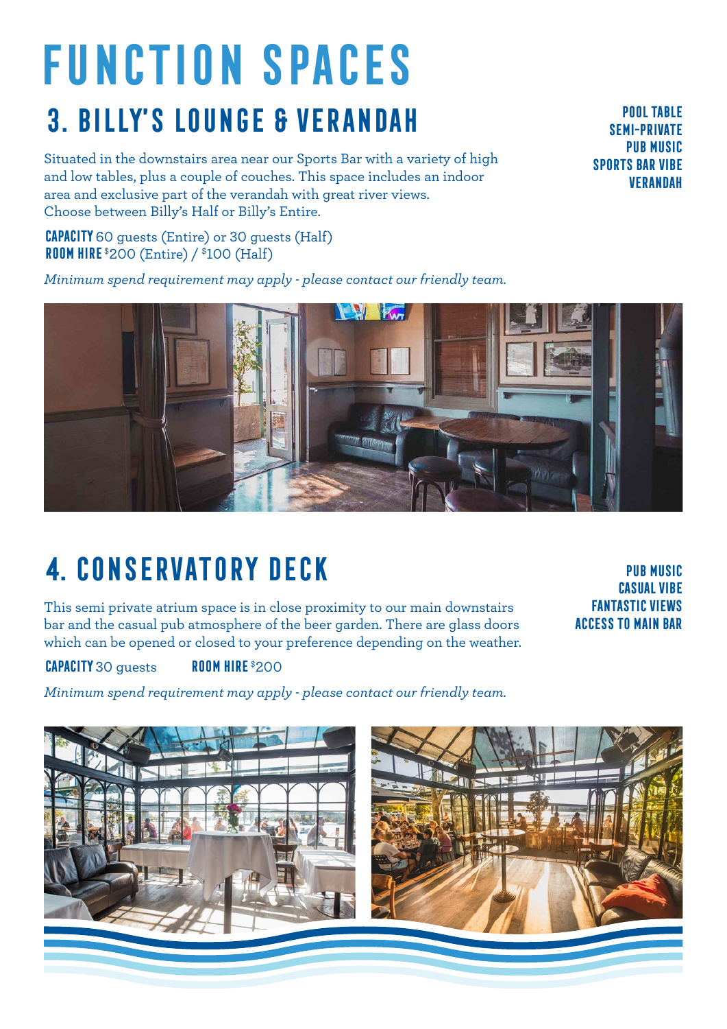# FUNCTION SPACES

## 3. BILLY'S LOUNGE & VERANDAH

**POOL TABLE**
**SEMI-PRIVATE**
**PUB MUSIC**
**SPORTS BAR VIBE**
**VERANDAH**

Situated in the downstairs area near our Sports Bar with a variety of high and low tables, plus a couple of couches. This space includes an indoor area and exclusive part of the verandah with great river views. Choose between Billy's Half or Billy's Entire.

**CAPACITY** 60 guests (Entire) or 30 guests (Half)
**ROOM HIRE** $200 (Entire) / $100 (Half)

*Minimum spend requirement may apply - please contact our friendly team.*

## 4. CONSERVATORY DECK

**PUB MUSIC**
**CASUAL VIBE**
**FANTASTIC VIEWS**
**ACCESS TO MAIN BAR**

This semi private atrium space is in close proximity to our main downstairs bar and the casual pub atmosphere of the beer garden. There are glass doors which can be opened or closed to your preference depending on the weather.

**CAPACITY** 30 guests **ROOM HIRE** $200

*Minimum spend requirement may apply - please contact our friendly team.*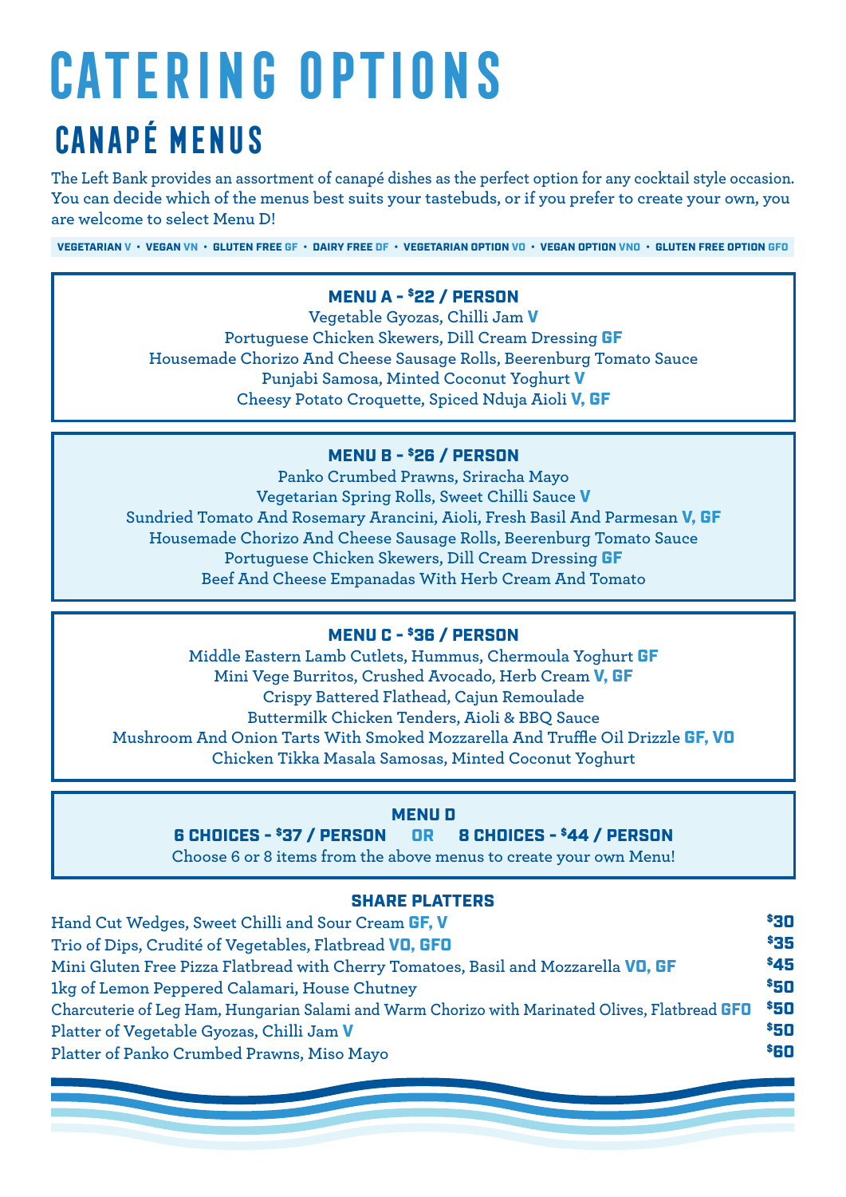# CATERING OPTIONS

## CANAPÉ MENUS

The Left Bank provides an assortment of canapé dishes as the perfect option for any cocktail style occasion. You can decide which of the menus best suits your tastebuds, or if you prefer to create your own, you are welcome to select Menu D!

VEGETARIAN **V** • VEGAN **VN** • GLUTEN FREE **GF** • DAIRY FREE **DF** • VEGETARIAN OPTION **VO** • VEGAN OPTION **VNO** • GLUTEN FREE OPTION **GFO**

### MENU A - $22 / PERSON

Vegetable Gyozas, Chilli Jam **V**
Portuguese Chicken Skewers, Dill Cream Dressing **GF**
Housemade Chorizo And Cheese Sausage Rolls, Beerenburg Tomato Sauce
Punjabi Samosa, Minted Coconut Yoghurt **V**
Cheesy Potato Croquette, Spiced Nduja Aioli **V, GF**

### MENU B - $26 / PERSON

Panko Crumbed Prawns, Sriracha Mayo
Vegetarian Spring Rolls, Sweet Chilli Sauce **V**
Sundried Tomato And Rosemary Arancini, Aioli, Fresh Basil And Parmesan **V, GF**
Housemade Chorizo And Cheese Sausage Rolls, Beerenburg Tomato Sauce
Portuguese Chicken Skewers, Dill Cream Dressing **GF**
Beef And Cheese Empanadas With Herb Cream And Tomato

### MENU C - $36 / PERSON

Middle Eastern Lamb Cutlets, Hummus, Chermoula Yoghurt **GF**
Mini Vege Burritos, Crushed Avocado, Herb Cream **V, GF**
Crispy Battered Flathead, Cajun Remoulade
Buttermilk Chicken Tenders, Aioli & BBQ Sauce
Mushroom And Onion Tarts With Smoked Mozzarella And Truffle Oil Drizzle **GF, VO**
Chicken Tikka Masala Samosas, Minted Coconut Yoghurt

### MENU D

**6 CHOICES - $37 / PERSON OR 8 CHOICES - $44 / PERSON**

Choose 6 or 8 items from the above menus to create your own Menu!

### SHARE PLATTERS

| Item | Price |
|---|---|
| Hand Cut Wedges, Sweet Chilli and Sour Cream **GF, V** | $30 |
| Trio of Dips, Crudité of Vegetables, Flatbread **VO, GFO** | $35 |
| Mini Gluten Free Pizza Flatbread with Cherry Tomatoes, Basil and Mozzarella **VO, GF** | $45 |
| 1kg of Lemon Peppered Calamari, House Chutney | $50 |
| Charcuterie of Leg Ham, Hungarian Salami and Warm Chorizo with Marinated Olives, Flatbread **GFO** | $50 |
| Platter of Vegetable Gyozas, Chilli Jam **V** | $50 |
| Platter of Panko Crumbed Prawns, Miso Mayo | $60 |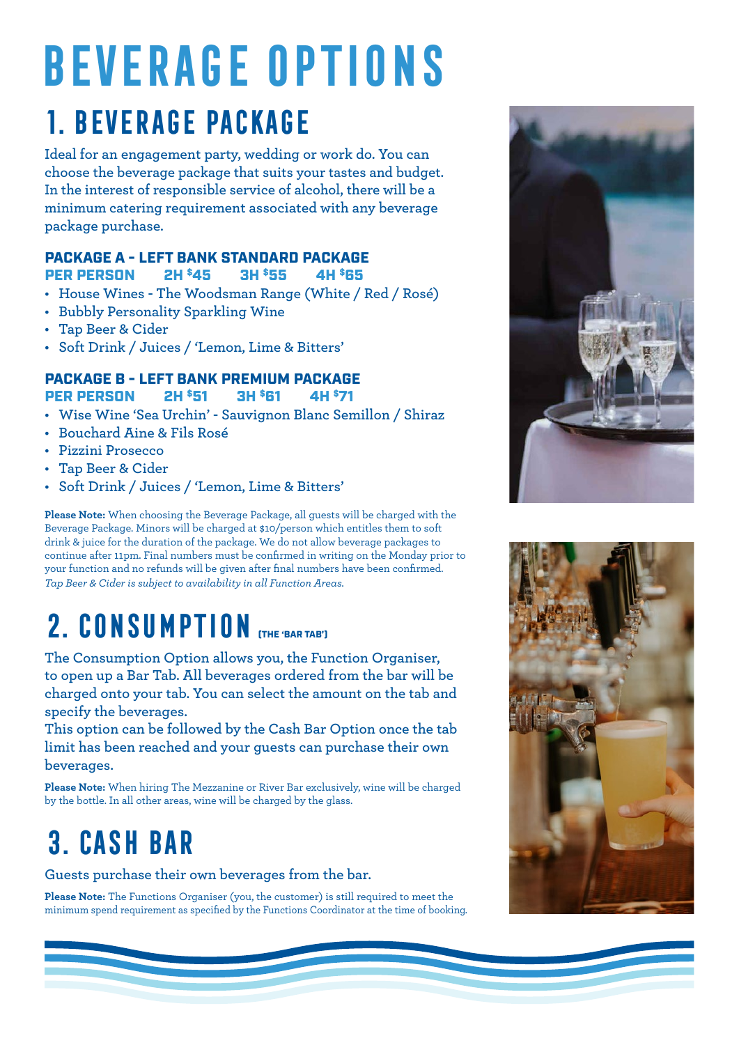# BEVERAGE OPTIONS

## 1. BEVERAGE PACKAGE

Ideal for an engagement party, wedding or work do. You can choose the beverage package that suits your tastes and budget. In the interest of responsible service of alcohol, there will be a minimum catering requirement associated with any beverage package purchase.

### PACKAGE A - LEFT BANK STANDARD PACKAGE

**PER PERSON 2H $45 3H $55 4H $65**

- House Wines - The Woodsman Range (White / Red / Rosé)
- Bubbly Personality Sparkling Wine
- Tap Beer & Cider
- Soft Drink / Juices / 'Lemon, Lime & Bitters'

### PACKAGE B - LEFT BANK PREMIUM PACKAGE

**PER PERSON 2H $51 3H $61 4H $71**

- Wise Wine 'Sea Urchin' - Sauvignon Blanc Semillon / Shiraz
- Bouchard Aine & Fils Rosé
- Pizzini Prosecco
- Tap Beer & Cider
- Soft Drink / Juices / 'Lemon, Lime & Bitters'

**Please Note:** When choosing the Beverage Package, all guests will be charged with the Beverage Package. Minors will be charged at $10/person which entitles them to soft drink & juice for the duration of the package. We do not allow beverage packages to continue after 11pm. Final numbers must be confirmed in writing on the Monday prior to your function and no refunds will be given after final numbers have been confirmed.
*Tap Beer & Cider is subject to availability in all Function Areas.*

## 2. CONSUMPTION (THE 'BAR TAB')

The Consumption Option allows you, the Function Organiser, to open up a Bar Tab. All beverages ordered from the bar will be charged onto your tab. You can select the amount on the tab and specify the beverages.
This option can be followed by the Cash Bar Option once the tab limit has been reached and your guests can purchase their own beverages.

**Please Note:** When hiring The Mezzanine or River Bar exclusively, wine will be charged by the bottle. In all other areas, wine will be charged by the glass.

## 3. CASH BAR

Guests purchase their own beverages from the bar.

**Please Note:** The Functions Organiser (you, the customer) is still required to meet the minimum spend requirement as specified by the Functions Coordinator at the time of booking.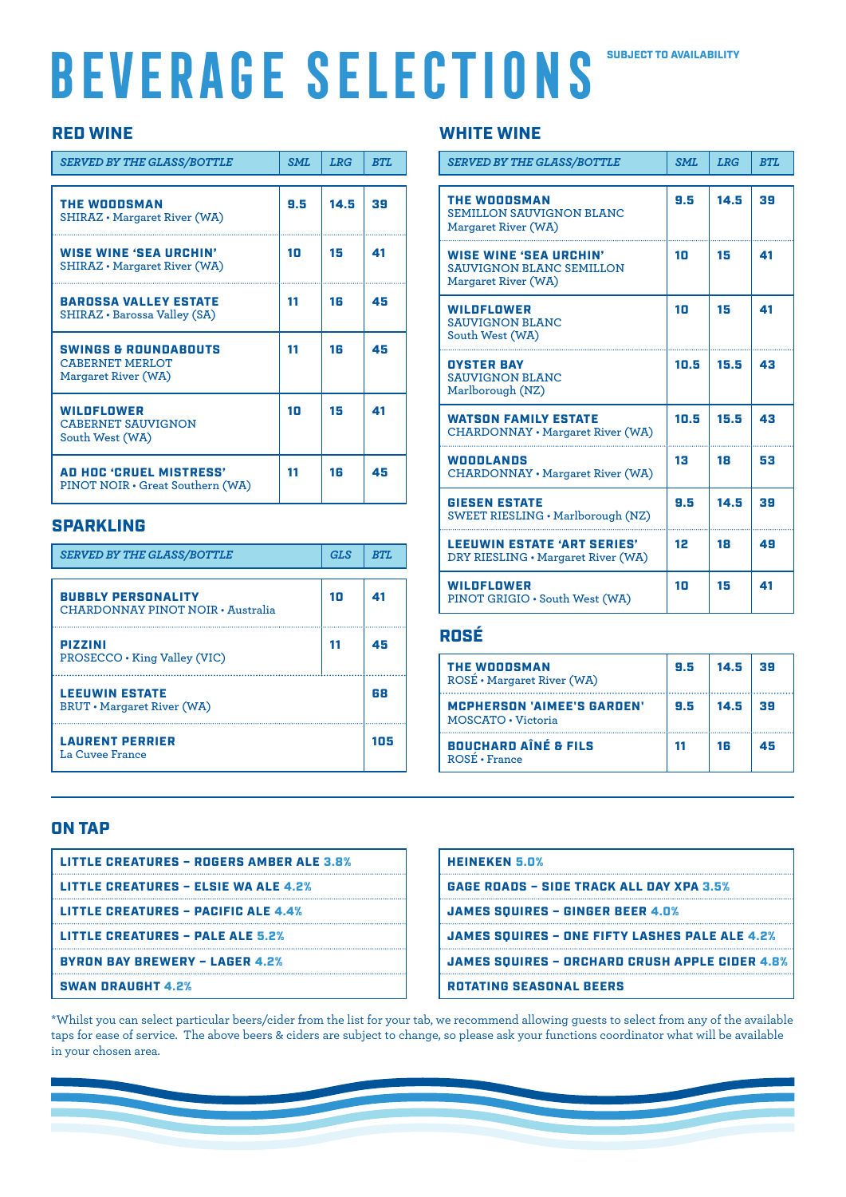# BEVERAGE SELECTIONS

SUBJECT TO AVAILABILITY

## RED WINE

| *SERVED BY THE GLASS/BOTTLE* | *SML* | *LRG* | *BTL* |
|---|---|---|---|
| **THE WOODSMAN**<br>SHIRAZ • Margaret River (WA) | 9.5 | 14.5 | 39 |
| **WISE WINE 'SEA URCHIN'**<br>SHIRAZ • Margaret River (WA) | 10 | 15 | 41 |
| **BAROSSA VALLEY ESTATE**<br>SHIRAZ • Barossa Valley (SA) | 11 | 16 | 45 |
| **SWINGS & ROUNDABOUTS**<br>CABERNET MERLOT<br>Margaret River (WA) | 11 | 16 | 45 |
| **WILDFLOWER**<br>CABERNET SAUVIGNON<br>South West (WA) | 10 | 15 | 41 |
| **AD HOC 'CRUEL MISTRESS'**<br>PINOT NOIR • Great Southern (WA) | 11 | 16 | 45 |

## SPARKLING

| *SERVED BY THE GLASS/BOTTLE* | *GLS* | *BTL* |
|---|---|---|
| **BUBBLY PERSONALITY**<br>CHARDONNAY PINOT NOIR • Australia | 10 | 41 |
| **PIZZINI**<br>PROSECCO • King Valley (VIC) | 11 | 45 |
| **LEEUWIN ESTATE**<br>BRUT • Margaret River (WA) | | 68 |
| **LAURENT PERRIER**<br>La Cuvee France | | 105 |

## WHITE WINE

| *SERVED BY THE GLASS/BOTTLE* | *SML* | *LRG* | *BTL* |
|---|---|---|---|
| **THE WOODSMAN**<br>SEMILLON SAUVIGNON BLANC<br>Margaret River (WA) | 9.5 | 14.5 | 39 |
| **WISE WINE 'SEA URCHIN'**<br>SAUVIGNON BLANC SEMILLON<br>Margaret River (WA) | 10 | 15 | 41 |
| **WILDFLOWER**<br>SAUVIGNON BLANC<br>South West (WA) | 10 | 15 | 41 |
| **OYSTER BAY**<br>SAUVIGNON BLANC<br>Marlborough (NZ) | 10.5 | 15.5 | 43 |
| **WATSON FAMILY ESTATE**<br>CHARDONNAY • Margaret River (WA) | 10.5 | 15.5 | 43 |
| **WOODLANDS**<br>CHARDONNAY • Margaret River (WA) | 13 | 18 | 53 |
| **GIESEN ESTATE**<br>SWEET RIESLING • Marlborough (NZ) | 9.5 | 14.5 | 39 |
| **LEEUWIN ESTATE 'ART SERIES'**<br>DRY RIESLING • Margaret River (WA) | 12 | 18 | 49 |
| **WILDFLOWER**<br>PINOT GRIGIO • South West (WA) | 10 | 15 | 41 |

## ROSÉ

| | SML | LRG | BTL |
|---|---|---|---|
| **THE WOODSMAN**<br>ROSÉ • Margaret River (WA) | 9.5 | 14.5 | 39 |
| **MCPHERSON 'AIMEE'S GARDEN'**<br>MOSCATO • Victoria | 9.5 | 14.5 | 39 |
| **BOUCHARD AÎNÉ & FILS**<br>ROSÉ • France | 11 | 16 | 45 |

## ON TAP

- **LITTLE CREATURES – ROGERS AMBER ALE** 3.8%
- **LITTLE CREATURES – ELSIE WA ALE** 4.2%
- **LITTLE CREATURES – PACIFIC ALE** 4.4%
- **LITTLE CREATURES – PALE ALE** 5.2%
- **BYRON BAY BREWERY – LAGER** 4.2%
- **SWAN DRAUGHT** 4.2%
- **HEINEKEN** 5.0%
- **GAGE ROADS – SIDE TRACK ALL DAY XPA** 3.5%
- **JAMES SQUIRES – GINGER BEER** 4.0%
- **JAMES SQUIRES – ONE FIFTY LASHES PALE ALE** 4.2%
- **JAMES SQUIRES – ORCHARD CRUSH APPLE CIDER** 4.8%
- **ROTATING SEASONAL BEERS**

*Whilst you can select particular beers/cider from the list for your tab, we recommend allowing guests to select from any of the available taps for ease of service. The above beers & ciders are subject to change, so please ask your functions coordinator what will be available in your chosen area.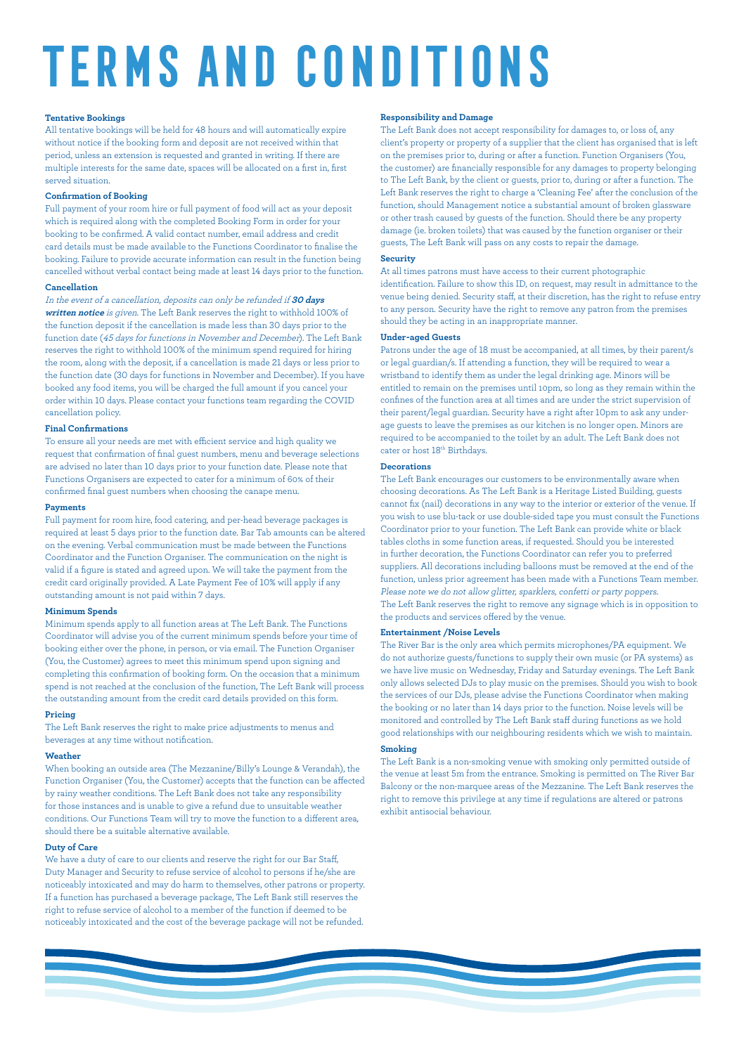# TERMS AND CONDITIONS

**Tentative Bookings**

All tentative bookings will be held for 48 hours and will automatically expire without notice if the booking form and deposit are not received within that period, unless an extension is requested and granted in writing. If there are multiple interests for the same date, spaces will be allocated on a first in, first served situation.

**Confirmation of Booking**

Full payment of your room hire or full payment of food will act as your deposit which is required along with the completed Booking Form in order for your booking to be confirmed. A valid contact number, email address and credit card details must be made available to the Functions Coordinator to finalise the booking. Failure to provide accurate information can result in the function being cancelled without verbal contact being made at least 14 days prior to the function.

**Cancellation**

*In the event of a cancellation, deposits can only be refunded if* ***30 days written notice*** *is given.* The Left Bank reserves the right to withhold 100% of the function deposit if the cancellation is made less than 30 days prior to the function date (*45 days for functions in November and December*). The Left Bank reserves the right to withhold 100% of the minimum spend required for hiring the room, along with the deposit, if a cancellation is made 21 days or less prior to the function date (30 days for functions in November and December). If you have booked any food items, you will be charged the full amount if you cancel your order within 10 days. Please contact your functions team regarding the COVID cancellation policy.

**Final Confirmations**

To ensure all your needs are met with efficient service and high quality we request that confirmation of final guest numbers, menu and beverage selections are advised no later than 10 days prior to your function date. Please note that Functions Organisers are expected to cater for a minimum of 60% of their confirmed final guest numbers when choosing the canape menu.

**Payments**

Full payment for room hire, food catering, and per-head beverage packages is required at least 5 days prior to the function date. Bar Tab amounts can be altered on the evening. Verbal communication must be made between the Functions Coordinator and the Function Organiser. The communication on the night is valid if a figure is stated and agreed upon. We will take the payment from the credit card originally provided. A Late Payment Fee of 10% will apply if any outstanding amount is not paid within 7 days.

**Minimum Spends**

Minimum spends apply to all function areas at The Left Bank. The Functions Coordinator will advise you of the current minimum spends before your time of booking either over the phone, in person, or via email. The Function Organiser (You, the Customer) agrees to meet this minimum spend upon signing and completing this confirmation of booking form. On the occasion that a minimum spend is not reached at the conclusion of the function, The Left Bank will process the outstanding amount from the credit card details provided on this form.

**Pricing**

The Left Bank reserves the right to make price adjustments to menus and beverages at any time without notification.

**Weather**

When booking an outside area (The Mezzanine/Billy's Lounge & Verandah), the Function Organiser (You, the Customer) accepts that the function can be affected by rainy weather conditions. The Left Bank does not take any responsibility for those instances and is unable to give a refund due to unsuitable weather conditions. Our Functions Team will try to move the function to a different area, should there be a suitable alternative available.

**Duty of Care**

We have a duty of care to our clients and reserve the right for our Bar Staff, Duty Manager and Security to refuse service of alcohol to persons if he/she are noticeably intoxicated and may do harm to themselves, other patrons or property. If a function has purchased a beverage package, The Left Bank still reserves the right to refuse service of alcohol to a member of the function if deemed to be noticeably intoxicated and the cost of the beverage package will not be refunded.

**Responsibility and Damage**

The Left Bank does not accept responsibility for damages to, or loss of, any client's property or property of a supplier that the client has organised that is left on the premises prior to, during or after a function. Function Organisers (You, the customer) are financially responsible for any damages to property belonging to The Left Bank, by the client or guests, prior to, during or after a function. The Left Bank reserves the right to charge a 'Cleaning Fee' after the conclusion of the function, should Management notice a substantial amount of broken glassware or other trash caused by guests of the function. Should there be any property damage (ie. broken toilets) that was caused by the function organiser or their guests, The Left Bank will pass on any costs to repair the damage.

**Security**

At all times patrons must have access to their current photographic identification. Failure to show this ID, on request, may result in admittance to the venue being denied. Security staff, at their discretion, has the right to refuse entry to any person. Security have the right to remove any patron from the premises should they be acting in an inappropriate manner.

**Under-aged Guests**

Patrons under the age of 18 must be accompanied, at all times, by their parent/s or legal guardian/s. If attending a function, they will be required to wear a wristband to identify them as under the legal drinking age. Minors will be entitled to remain on the premises until 10pm, so long as they remain within the confines of the function area at all times and are under the strict supervision of their parent/legal guardian. Security have a right after 10pm to ask any under-age guests to leave the premises as our kitchen is no longer open. Minors are required to be accompanied to the toilet by an adult. The Left Bank does not cater or host 18th Birthdays.

**Decorations**

The Left Bank encourages our customers to be environmentally aware when choosing decorations. As The Left Bank is a Heritage Listed Building, guests cannot fix (nail) decorations in any way to the interior or exterior of the venue. If you wish to use blu-tack or use double-sided tape you must consult the Functions Coordinator prior to your function. The Left Bank can provide white or black tables cloths in some function areas, if requested. Should you be interested in further decoration, the Functions Coordinator can refer you to preferred suppliers. All decorations including balloons must be removed at the end of the function, unless prior agreement has been made with a Functions Team member. *Please note we do not allow glitter, sparklers, confetti or party poppers.* The Left Bank reserves the right to remove any signage which is in opposition to the products and services offered by the venue.

**Entertainment /Noise Levels**

The River Bar is the only area which permits microphones/PA equipment. We do not authorize guests/functions to supply their own music (or PA systems) as we have live music on Wednesday, Friday and Saturday evenings. The Left Bank only allows selected DJs to play music on the premises. Should you wish to book the services of our DJs, please advise the Functions Coordinator when making the booking or no later than 14 days prior to the function. Noise levels will be monitored and controlled by The Left Bank staff during functions as we hold good relationships with our neighbouring residents which we wish to maintain.

**Smoking**

The Left Bank is a non-smoking venue with smoking only permitted outside of the venue at least 5m from the entrance. Smoking is permitted on The River Bar Balcony or the non-marquee areas of the Mezzanine. The Left Bank reserves the right to remove this privilege at any time if regulations are altered or patrons exhibit antisocial behaviour.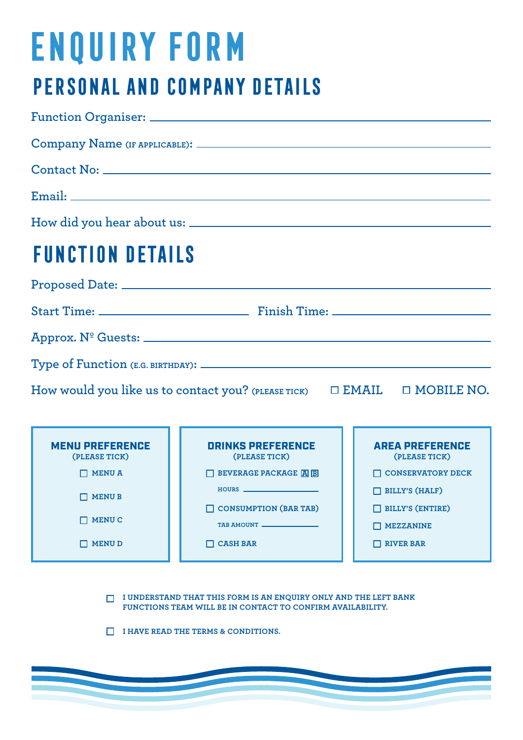# ENQUIRY FORM

## PERSONAL AND COMPANY DETAILS

Function Organiser: ______________________________

Company Name (IF APPLICABLE): ______________________________

Contact No: ______________________________

Email: ______________________________

How did you hear about us: ______________________________

## FUNCTION DETAILS

Proposed Date: ______________________________

Start Time: ______________ Finish Time: ______________

Approx. Nº Guests: ______________________________

Type of Function (E.G. BIRTHDAY): ______________________________

How would you like us to contact you? (PLEASE TICK) ☐ EMAIL ☐ MOBILE NO.

### MENU PREFERENCE
(PLEASE TICK)

- ☐ MENU A
- ☐ MENU B
- ☐ MENU C
- ☐ MENU D

### DRINKS PREFERENCE
(PLEASE TICK)

- ☐ BEVERAGE PACKAGE A B
  HOURS ______________
- ☐ CONSUMPTION (BAR TAB)
  TAB AMOUNT ______________
- ☐ CASH BAR

### AREA PREFERENCE
(PLEASE TICK)

- ☐ CONSERVATORY DECK
- ☐ BILLY'S (HALF)
- ☐ BILLY'S (ENTIRE)
- ☐ MEZZANINE
- ☐ RIVER BAR

☐ I UNDERSTAND THAT THIS FORM IS AN ENQUIRY ONLY AND THE LEFT BANK FUNCTIONS TEAM WILL BE IN CONTACT TO CONFIRM AVAILABILITY.

☐ I HAVE READ THE TERMS & CONDITIONS.